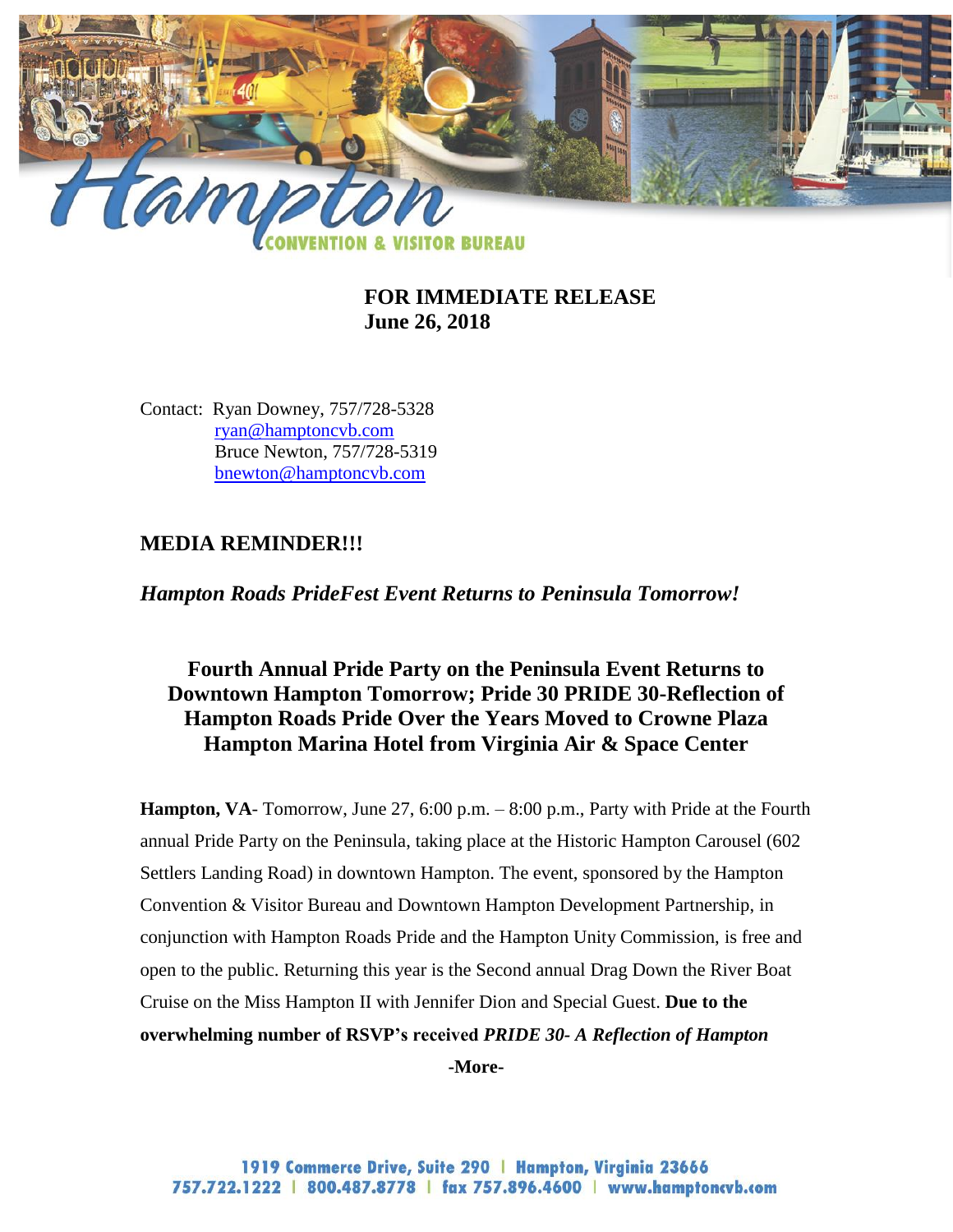**FOR IMMEDIATE RELEASE**
**June 26, 2018**

Contact: Ryan Downey, 757/728-5328
ryan@hamptoncvb.com
Bruce Newton, 757/728-5319
bnewton@hamptoncvb.com

## MEDIA REMINDER!!!

***Hampton Roads PrideFest Event Returns to Peninsula Tomorrow!***

### Fourth Annual Pride Party on the Peninsula Event Returns to Downtown Hampton Tomorrow; Pride 30 PRIDE 30-Reflection of Hampton Roads Pride Over the Years Moved to Crowne Plaza Hampton Marina Hotel from Virginia Air & Space Center

**Hampton, VA**- Tomorrow, June 27, 6:00 p.m. – 8:00 p.m., Party with Pride at the Fourth annual Pride Party on the Peninsula, taking place at the Historic Hampton Carousel (602 Settlers Landing Road) in downtown Hampton. The event, sponsored by the Hampton Convention & Visitor Bureau and Downtown Hampton Development Partnership, in conjunction with Hampton Roads Pride and the Hampton Unity Commission, is free and open to the public. Returning this year is the Second annual Drag Down the River Boat Cruise on the Miss Hampton II with Jennifer Dion and Special Guest. **Due to the overwhelming number of RSVP's received *PRIDE 30- A Reflection of Hampton***

-More-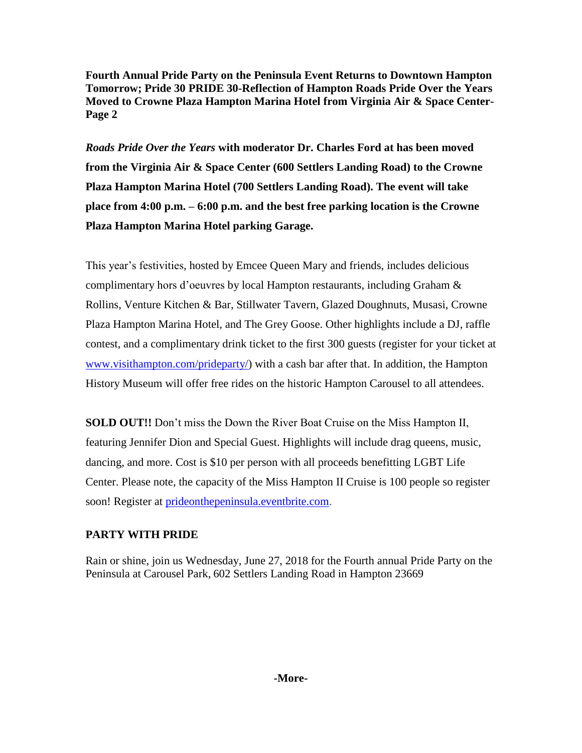***Roads Pride Over the Years*** **with moderator Dr. Charles Ford at has been moved from the Virginia Air & Space Center (600 Settlers Landing Road) to the Crowne Plaza Hampton Marina Hotel (700 Settlers Landing Road). The event will take place from 4:00 p.m. – 6:00 p.m. and the best free parking location is the Crowne Plaza Hampton Marina Hotel parking Garage.**

This year's festivities, hosted by Emcee Queen Mary and friends, includes delicious complimentary hors d'oeuvres by local Hampton restaurants, including Graham & Rollins, Venture Kitchen & Bar, Stillwater Tavern, Glazed Doughnuts, Musasi, Crowne Plaza Hampton Marina Hotel, and The Grey Goose. Other highlights include a DJ, raffle contest, and a complimentary drink ticket to the first 300 guests (register for your ticket at www.visithampton.com/prideparty/) with a cash bar after that. In addition, the Hampton History Museum will offer free rides on the historic Hampton Carousel to all attendees.

**SOLD OUT!!** Don't miss the Down the River Boat Cruise on the Miss Hampton II, featuring Jennifer Dion and Special Guest. Highlights will include drag queens, music, dancing, and more. Cost is $10 per person with all proceeds benefitting LGBT Life Center. Please note, the capacity of the Miss Hampton II Cruise is 100 people so register soon! Register at prideonthepeninsula.eventbrite.com.

## PARTY WITH PRIDE

Rain or shine, join us Wednesday, June 27, 2018 for the Fourth annual Pride Party on the Peninsula at Carousel Park, 602 Settlers Landing Road in Hampton 23669

**-More-**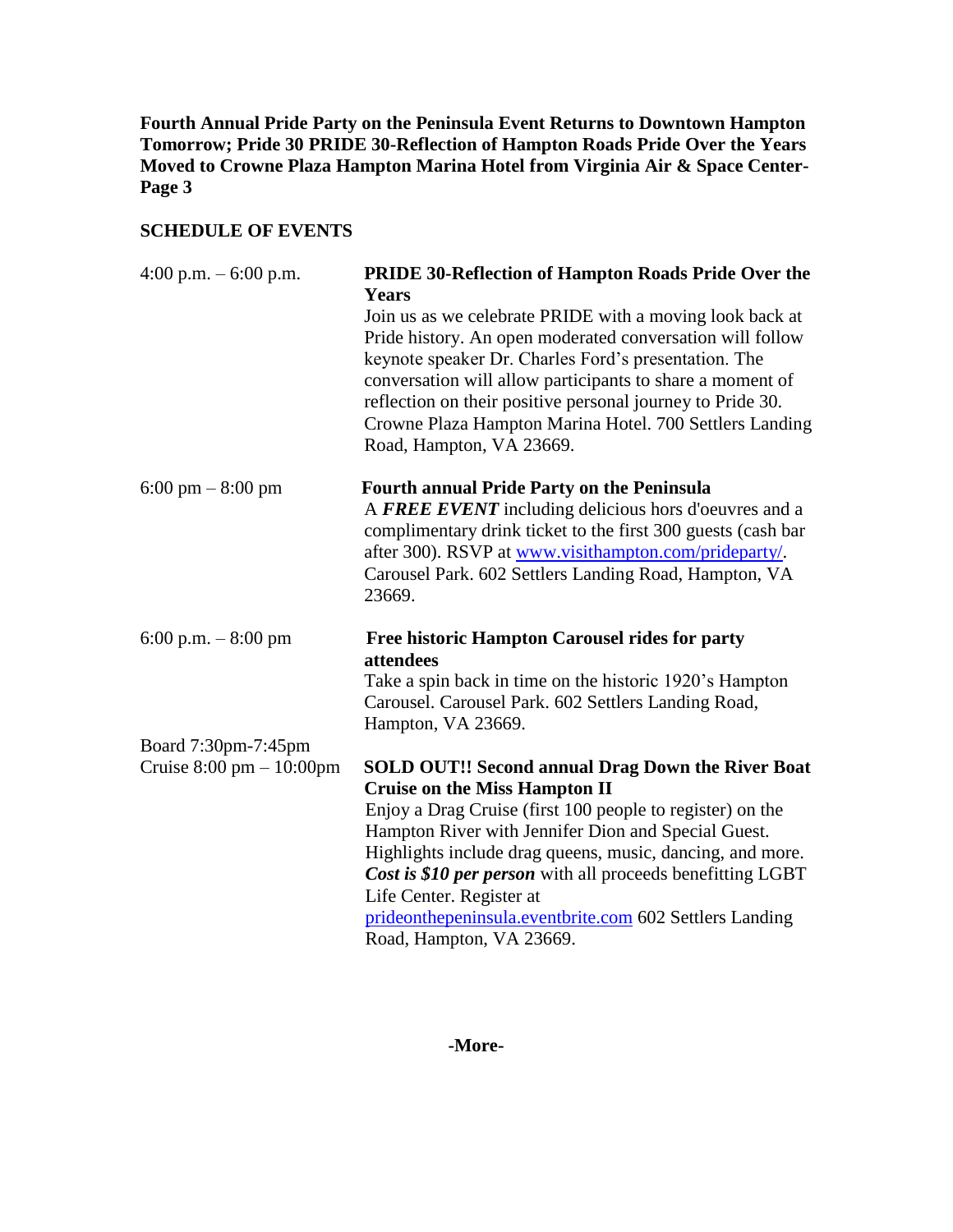**Fourth Annual Pride Party on the Peninsula Event Returns to Downtown Hampton Tomorrow; Pride 30 PRIDE 30-Reflection of Hampton Roads Pride Over the Years Moved to Crowne Plaza Hampton Marina Hotel from Virginia Air & Space Center-Page 3**

## SCHEDULE OF EVENTS

| | |
|---|---|
| 4:00 p.m. – 6:00 p.m. | **PRIDE 30-Reflection of Hampton Roads Pride Over the Years**<br>Join us as we celebrate PRIDE with a moving look back at Pride history. An open moderated conversation will follow keynote speaker Dr. Charles Ford's presentation. The conversation will allow participants to share a moment of reflection on their positive personal journey to Pride 30. Crowne Plaza Hampton Marina Hotel. 700 Settlers Landing Road, Hampton, VA 23669. |
| 6:00 pm – 8:00 pm | **Fourth annual Pride Party on the Peninsula**<br>A ***FREE EVENT*** including delicious hors d'oeuvres and a complimentary drink ticket to the first 300 guests (cash bar after 300). RSVP at www.visithampton.com/prideparty/. Carousel Park. 602 Settlers Landing Road, Hampton, VA 23669. |
| 6:00 p.m. – 8:00 pm | **Free historic Hampton Carousel rides for party attendees**<br>Take a spin back in time on the historic 1920's Hampton Carousel. Carousel Park. 602 Settlers Landing Road, Hampton, VA 23669. |
| Board 7:30pm-7:45pm<br>Cruise 8:00 pm – 10:00pm | **SOLD OUT!! Second annual Drag Down the River Boat Cruise on the Miss Hampton II**<br>Enjoy a Drag Cruise (first 100 people to register) on the Hampton River with Jennifer Dion and Special Guest. Highlights include drag queens, music, dancing, and more. ***Cost is $10 per person*** with all proceeds benefitting LGBT Life Center. Register at prideonthepeninsula.eventbrite.com 602 Settlers Landing Road, Hampton, VA 23669. |

**-More-**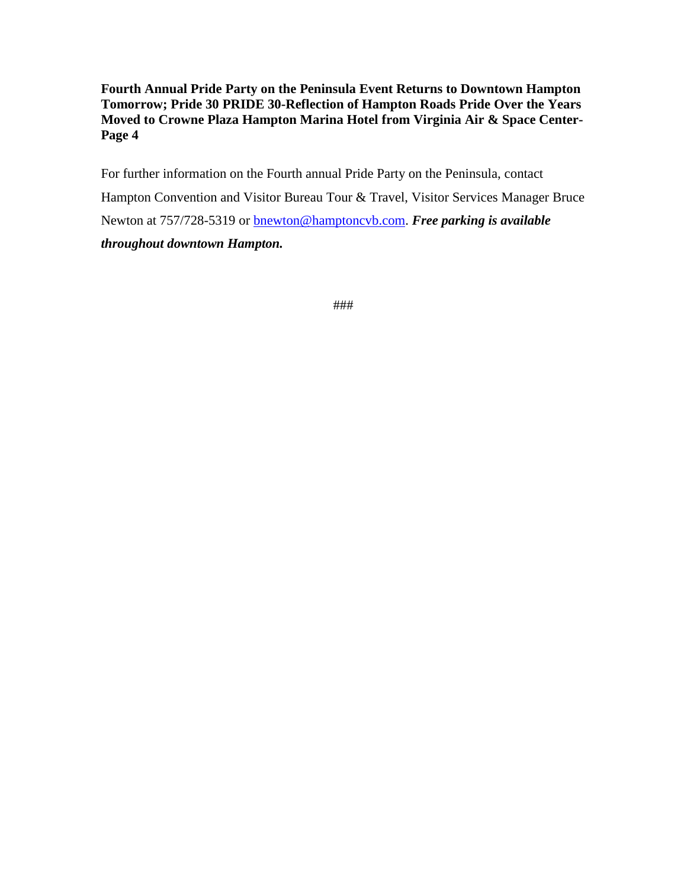For further information on the Fourth annual Pride Party on the Peninsula, contact Hampton Convention and Visitor Bureau Tour & Travel, Visitor Services Manager Bruce Newton at 757/728-5319 or bnewton@hamptoncvb.com. ***Free parking is available throughout downtown Hampton.***

###